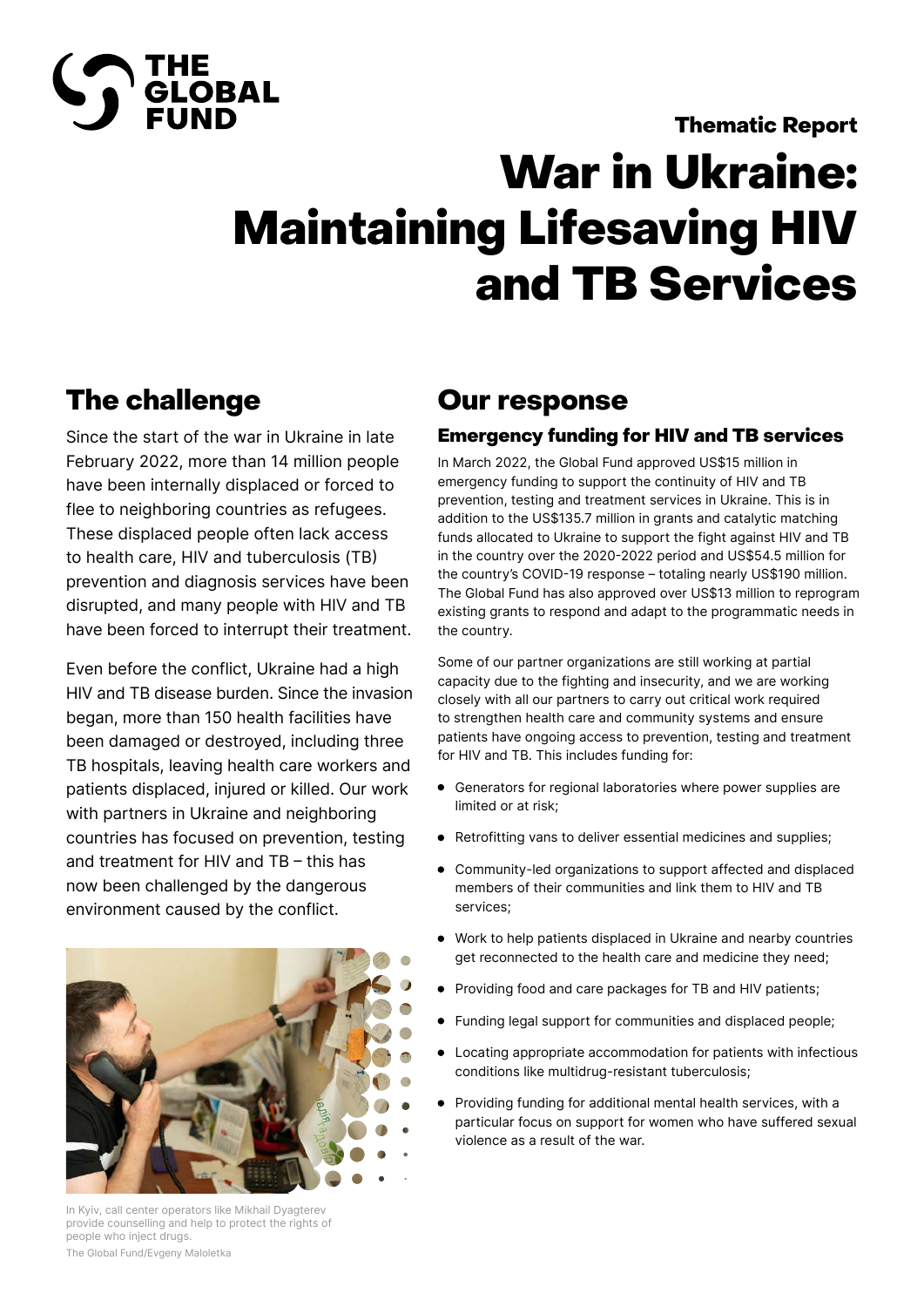THE GLOBAL FUND

Thematic Report

# War in Ukraine: Maintaining Lifesaving HIV and TB Services

## The challenge

Since the start of the war in Ukraine in late February 2022, more than 14 million people have been internally displaced or forced to flee to neighboring countries as refugees. These displaced people often lack access to health care, HIV and tuberculosis (TB) prevention and diagnosis services have been disrupted, and many people with HIV and TB have been forced to interrupt their treatment.

Even before the conflict, Ukraine had a high HIV and TB disease burden. Since the invasion began, more than 150 health facilities have been damaged or destroyed, including three TB hospitals, leaving health care workers and patients displaced, injured or killed. Our work with partners in Ukraine and neighboring countries has focused on prevention, testing and treatment for HIV and TB – this has now been challenged by the dangerous environment caused by the conflict.

In Kyiv, call center operators like Mikhail Dyagterev provide counselling and help to protect the rights of people who inject drugs.

The Global Fund/Evgeny Maloletka

## Our response

### Emergency funding for HIV and TB services

In March 2022, the Global Fund approved US$15 million in emergency funding to support the continuity of HIV and TB prevention, testing and treatment services in Ukraine. This is in addition to the US$135.7 million in grants and catalytic matching funds allocated to Ukraine to support the fight against HIV and TB in the country over the 2020-2022 period and US$54.5 million for the country's COVID-19 response – totaling nearly US$190 million. The Global Fund has also approved over US$13 million to reprogram existing grants to respond and adapt to the programmatic needs in the country.

Some of our partner organizations are still working at partial capacity due to the fighting and insecurity, and we are working closely with all our partners to carry out critical work required to strengthen health care and community systems and ensure patients have ongoing access to prevention, testing and treatment for HIV and TB. This includes funding for:

- Generators for regional laboratories where power supplies are limited or at risk;
- Retrofitting vans to deliver essential medicines and supplies;
- Community-led organizations to support affected and displaced members of their communities and link them to HIV and TB services;
- Work to help patients displaced in Ukraine and nearby countries get reconnected to the health care and medicine they need;
- Providing food and care packages for TB and HIV patients;
- Funding legal support for communities and displaced people;
- Locating appropriate accommodation for patients with infectious conditions like multidrug-resistant tuberculosis;
- Providing funding for additional mental health services, with a particular focus on support for women who have suffered sexual violence as a result of the war.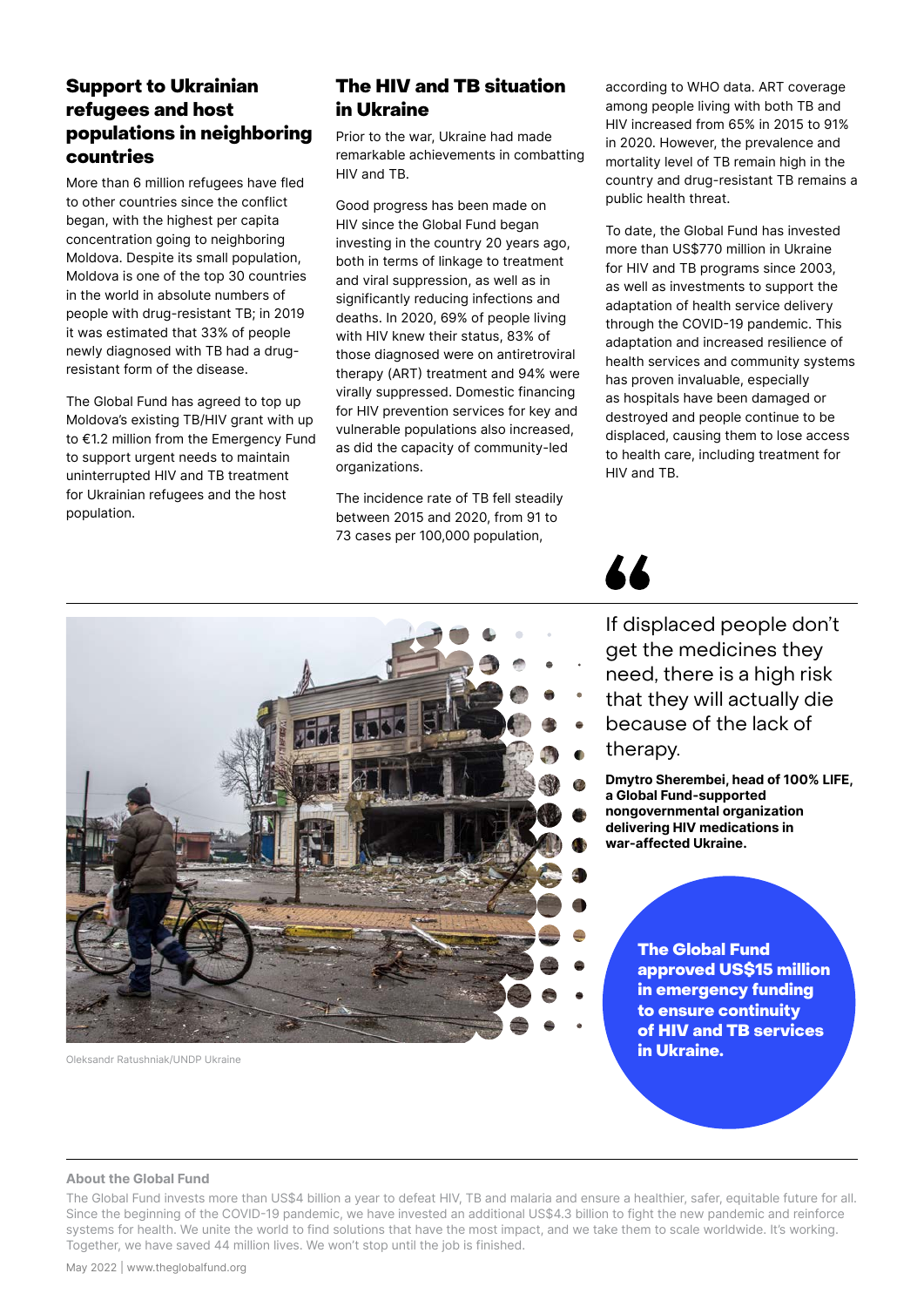## Support to Ukrainian refugees and host populations in neighboring countries

More than 6 million refugees have fled to other countries since the conflict began, with the highest per capita concentration going to neighboring Moldova. Despite its small population, Moldova is one of the top 30 countries in the world in absolute numbers of people with drug-resistant TB; in 2019 it was estimated that 33% of people newly diagnosed with TB had a drug-resistant form of the disease.

The Global Fund has agreed to top up Moldova's existing TB/HIV grant with up to €1.2 million from the Emergency Fund to support urgent needs to maintain uninterrupted HIV and TB treatment for Ukrainian refugees and the host population.

## The HIV and TB situation in Ukraine

Prior to the war, Ukraine had made remarkable achievements in combatting HIV and TB.

Good progress has been made on HIV since the Global Fund began investing in the country 20 years ago, both in terms of linkage to treatment and viral suppression, as well as in significantly reducing infections and deaths. In 2020, 69% of people living with HIV knew their status, 83% of those diagnosed were on antiretroviral therapy (ART) treatment and 94% were virally suppressed. Domestic financing for HIV prevention services for key and vulnerable populations also increased, as did the capacity of community-led organizations.

The incidence rate of TB fell steadily between 2015 and 2020, from 91 to 73 cases per 100,000 population, according to WHO data. ART coverage among people living with both TB and HIV increased from 65% in 2015 to 91% in 2020. However, the prevalence and mortality level of TB remain high in the country and drug-resistant TB remains a public health threat.

To date, the Global Fund has invested more than US$770 million in Ukraine for HIV and TB programs since 2003, as well as investments to support the adaptation of health service delivery through the COVID-19 pandemic. This adaptation and increased resilience of health services and community systems has proven invaluable, especially as hospitals have been damaged or destroyed and people continue to be displaced, causing them to lose access to health care, including treatment for HIV and TB.

> If displaced people don't get the medicines they need, there is a high risk that they will actually die because of the lack of therapy.
>
> **Dmytro Sherembei, head of 100% LIFE, a Global Fund-supported nongovernmental organization delivering HIV medications in war-affected Ukraine.**

Oleksandr Ratushniak/UNDP Ukraine

**The Global Fund approved US$15 million in emergency funding to ensure continuity of HIV and TB services in Ukraine.**

**About the Global Fund**

The Global Fund invests more than US$4 billion a year to defeat HIV, TB and malaria and ensure a healthier, safer, equitable future for all. Since the beginning of the COVID-19 pandemic, we have invested an additional US$4.3 billion to fight the new pandemic and reinforce systems for health. We unite the world to find solutions that have the most impact, and we take them to scale worldwide. It's working. Together, we have saved 44 million lives. We won't stop until the job is finished.

May 2022 | www.theglobalfund.org